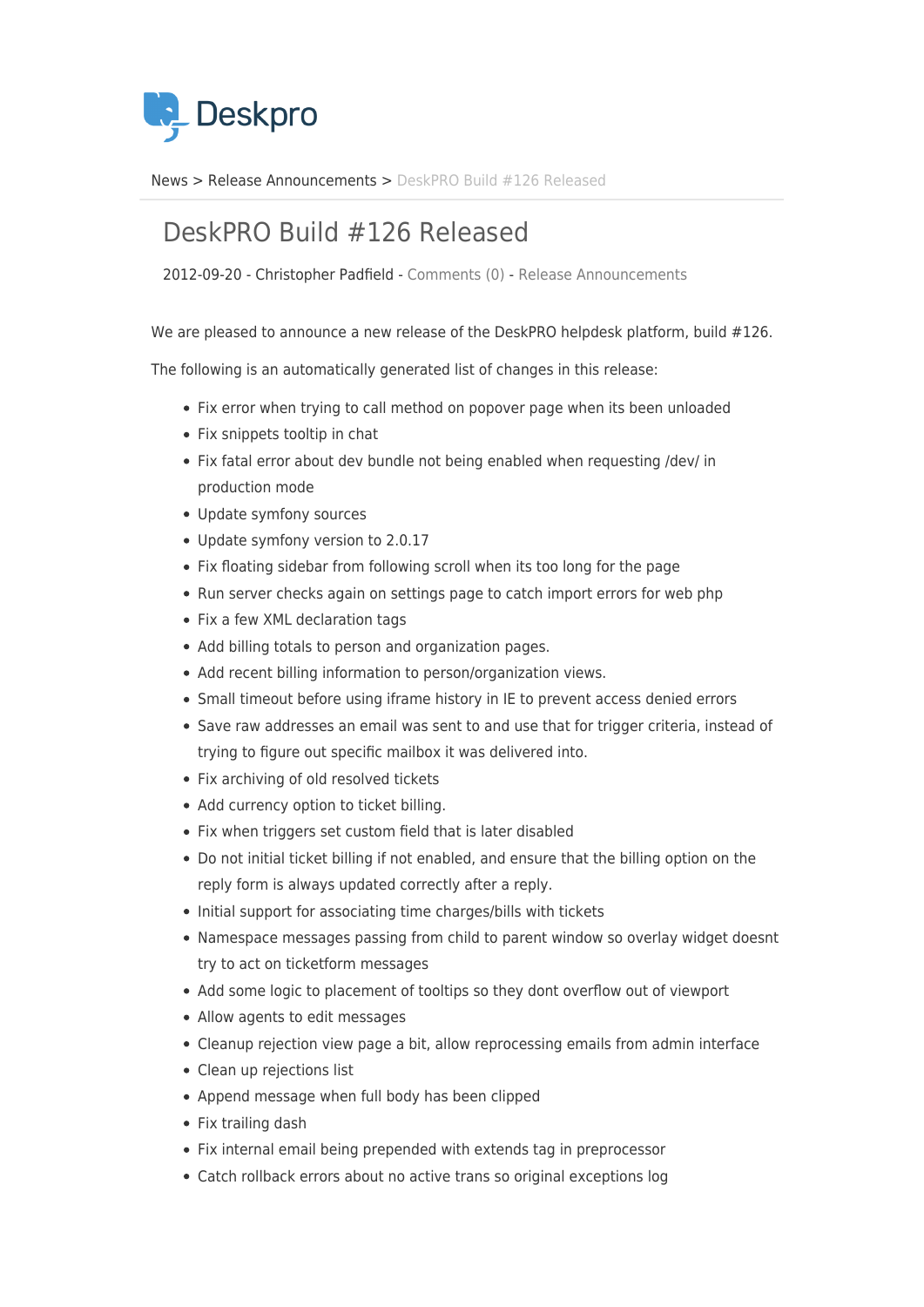News > Release Announcements > DeskPRO Build #126 Released

# DeskPRO Build #126 Released

2012-09-20 - Christopher Padfield - Comments (0) - Release Announcements

We are pleased to announce a new release of the DeskPRO helpdesk platform, build #126.

The following is an automatically generated list of changes in this release:

- Fix error when trying to call method on popover page when its been unloaded
- Fix snippets tooltip in chat
- Fix fatal error about dev bundle not being enabled when requesting /dev/ in production mode
- Update symfony sources
- Update symfony version to 2.0.17
- Fix floating sidebar from following scroll when its too long for the page
- Run server checks again on settings page to catch import errors for web php
- Fix a few XML declaration tags
- Add billing totals to person and organization pages.
- Add recent billing information to person/organization views.
- Small timeout before using iframe history in IE to prevent access denied errors
- Save raw addresses an email was sent to and use that for trigger criteria, instead of trying to figure out specific mailbox it was delivered into.
- Fix archiving of old resolved tickets
- Add currency option to ticket billing.
- Fix when triggers set custom field that is later disabled
- Do not initial ticket billing if not enabled, and ensure that the billing option on the reply form is always updated correctly after a reply.
- Initial support for associating time charges/bills with tickets
- Namespace messages passing from child to parent window so overlay widget doesnt try to act on ticketform messages
- Add some logic to placement of tooltips so they dont overflow out of viewport
- Allow agents to edit messages
- Cleanup rejection view page a bit, allow reprocessing emails from admin interface
- Clean up rejections list
- Append message when full body has been clipped
- Fix trailing dash
- Fix internal email being prepended with extends tag in preprocessor
- Catch rollback errors about no active trans so original exceptions log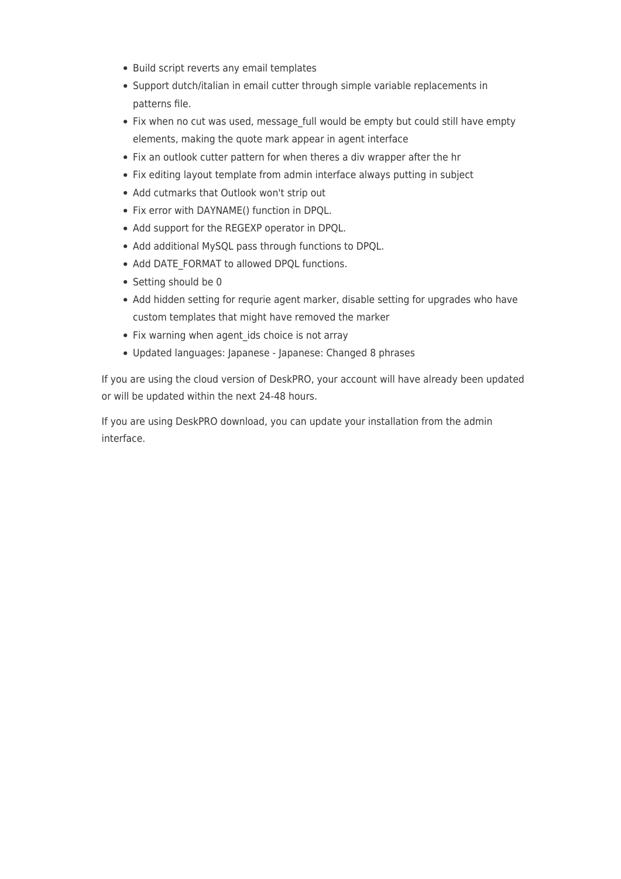- Build script reverts any email templates
- Support dutch/italian in email cutter through simple variable replacements in patterns file.
- Fix when no cut was used, message_full would be empty but could still have empty elements, making the quote mark appear in agent interface
- Fix an outlook cutter pattern for when theres a div wrapper after the hr
- Fix editing layout template from admin interface always putting in subject
- Add cutmarks that Outlook won't strip out
- Fix error with DAYNAME() function in DPQL.
- Add support for the REGEXP operator in DPQL.
- Add additional MySQL pass through functions to DPQL.
- Add DATE_FORMAT to allowed DPQL functions.
- Setting should be 0
- Add hidden setting for requrie agent marker, disable setting for upgrades who have custom templates that might have removed the marker
- Fix warning when agent_ids choice is not array
- Updated languages: Japanese - Japanese: Changed 8 phrases

If you are using the cloud version of DeskPRO, your account will have already been updated or will be updated within the next 24-48 hours.

If you are using DeskPRO download, you can update your installation from the admin interface.